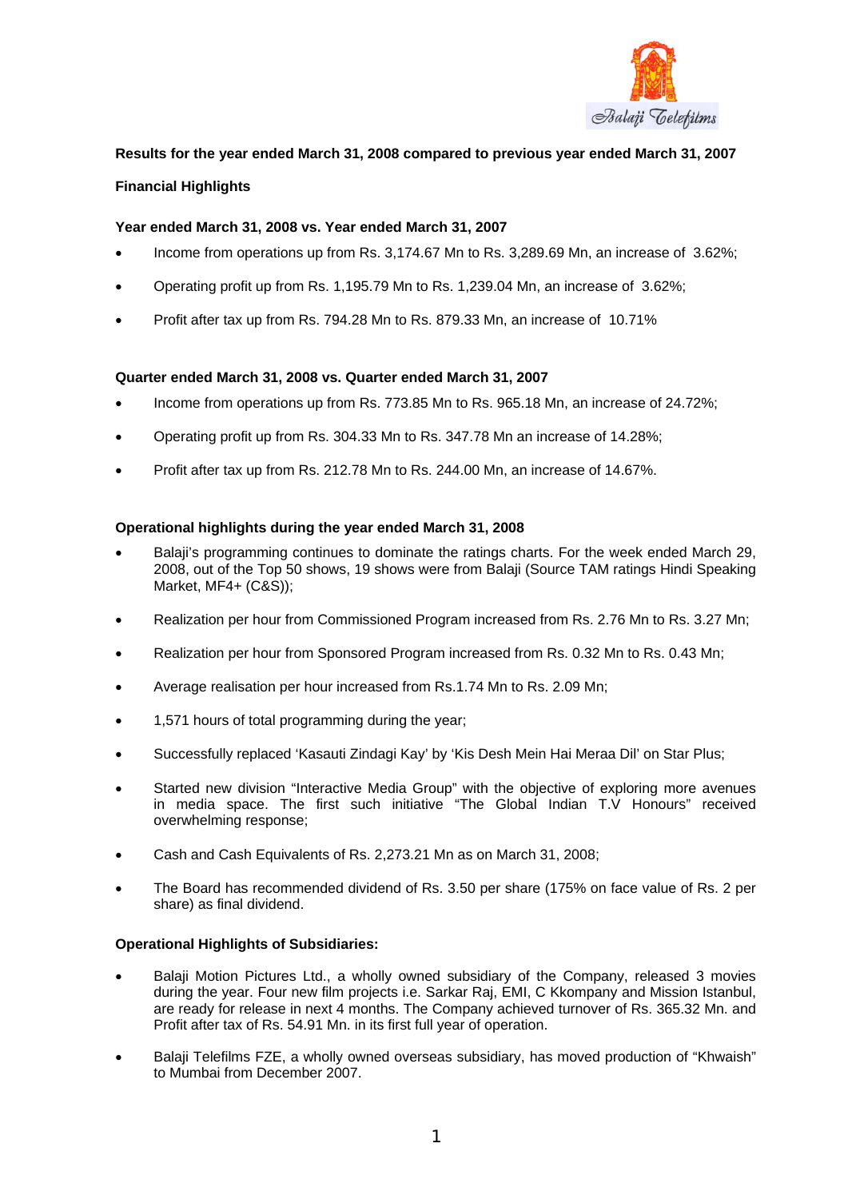**Results for the year ended March 31, 2008 compared to previous year ended March 31, 2007**

**Financial Highlights**

**Year ended March 31, 2008 vs. Year ended March 31, 2007**

- Income from operations up from Rs. 3,174.67 Mn to Rs. 3,289.69 Mn, an increase of 3.62%;
- Operating profit up from Rs. 1,195.79 Mn to Rs. 1,239.04 Mn, an increase of 3.62%;
- Profit after tax up from Rs. 794.28 Mn to Rs. 879.33 Mn, an increase of 10.71%

**Quarter ended March 31, 2008 vs. Quarter ended March 31, 2007**

- Income from operations up from Rs. 773.85 Mn to Rs. 965.18 Mn, an increase of 24.72%;
- Operating profit up from Rs. 304.33 Mn to Rs. 347.78 Mn an increase of 14.28%;
- Profit after tax up from Rs. 212.78 Mn to Rs. 244.00 Mn, an increase of 14.67%.

**Operational highlights during the year ended March 31, 2008**

- Balaji's programming continues to dominate the ratings charts. For the week ended March 29, 2008, out of the Top 50 shows, 19 shows were from Balaji (Source TAM ratings Hindi Speaking Market, MF4+ (C&S));
- Realization per hour from Commissioned Program increased from Rs. 2.76 Mn to Rs. 3.27 Mn;
- Realization per hour from Sponsored Program increased from Rs. 0.32 Mn to Rs. 0.43 Mn;
- Average realisation per hour increased from Rs.1.74 Mn to Rs. 2.09 Mn;
- 1,571 hours of total programming during the year;
- Successfully replaced 'Kasauti Zindagi Kay' by 'Kis Desh Mein Hai Meraa Dil' on Star Plus;
- Started new division "Interactive Media Group" with the objective of exploring more avenues in media space. The first such initiative "The Global Indian T.V Honours" received overwhelming response;
- Cash and Cash Equivalents of Rs. 2,273.21 Mn as on March 31, 2008;
- The Board has recommended dividend of Rs. 3.50 per share (175% on face value of Rs. 2 per share) as final dividend.

**Operational Highlights of Subsidiaries:**

- Balaji Motion Pictures Ltd., a wholly owned subsidiary of the Company, released 3 movies during the year. Four new film projects i.e. Sarkar Raj, EMI, C Kkompany and Mission Istanbul, are ready for release in next 4 months. The Company achieved turnover of Rs. 365.32 Mn. and Profit after tax of Rs. 54.91 Mn. in its first full year of operation.
- Balaji Telefilms FZE, a wholly owned overseas subsidiary, has moved production of "Khwaish" to Mumbai from December 2007.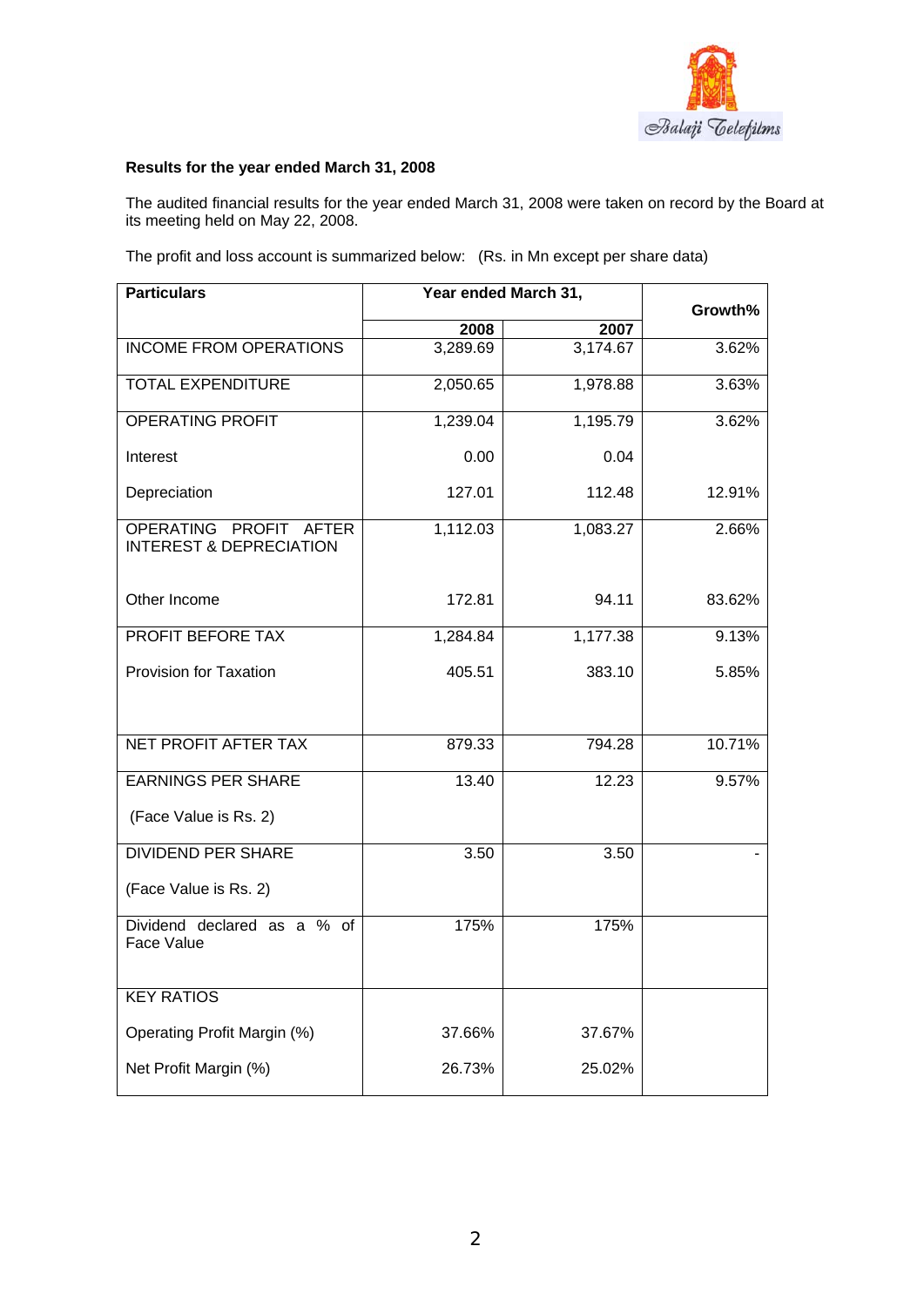**Results for the year ended March 31, 2008**

The audited financial results for the year ended March 31, 2008 were taken on record by the Board at its meeting held on May 22, 2008.

The profit and loss account is summarized below: (Rs. in Mn except per share data)

| Particulars | Year ended March 31, | | Growth% |
|---|---|---|---|
| | 2008 | 2007 | |
| INCOME FROM OPERATIONS | 3,289.69 | 3,174.67 | 3.62% |
| TOTAL EXPENDITURE | 2,050.65 | 1,978.88 | 3.63% |
| OPERATING PROFIT | 1,239.04 | 1,195.79 | 3.62% |
| Interest | 0.00 | 0.04 | |
| Depreciation | 127.01 | 112.48 | 12.91% |
| OPERATING PROFIT AFTER INTEREST & DEPRECIATION | 1,112.03 | 1,083.27 | 2.66% |
| Other Income | 172.81 | 94.11 | 83.62% |
| PROFIT BEFORE TAX | 1,284.84 | 1,177.38 | 9.13% |
| Provision for Taxation | 405.51 | 383.10 | 5.85% |
| NET PROFIT AFTER TAX | 879.33 | 794.28 | 10.71% |
| EARNINGS PER SHARE (Face Value is Rs. 2) | 13.40 | 12.23 | 9.57% |
| DIVIDEND PER SHARE (Face Value is Rs. 2) | 3.50 | 3.50 | - |
| Dividend declared as a % of Face Value | 175% | 175% | |
| KEY RATIOS | | | |
| Operating Profit Margin (%) | 37.66% | 37.67% | |
| Net Profit Margin (%) | 26.73% | 25.02% | |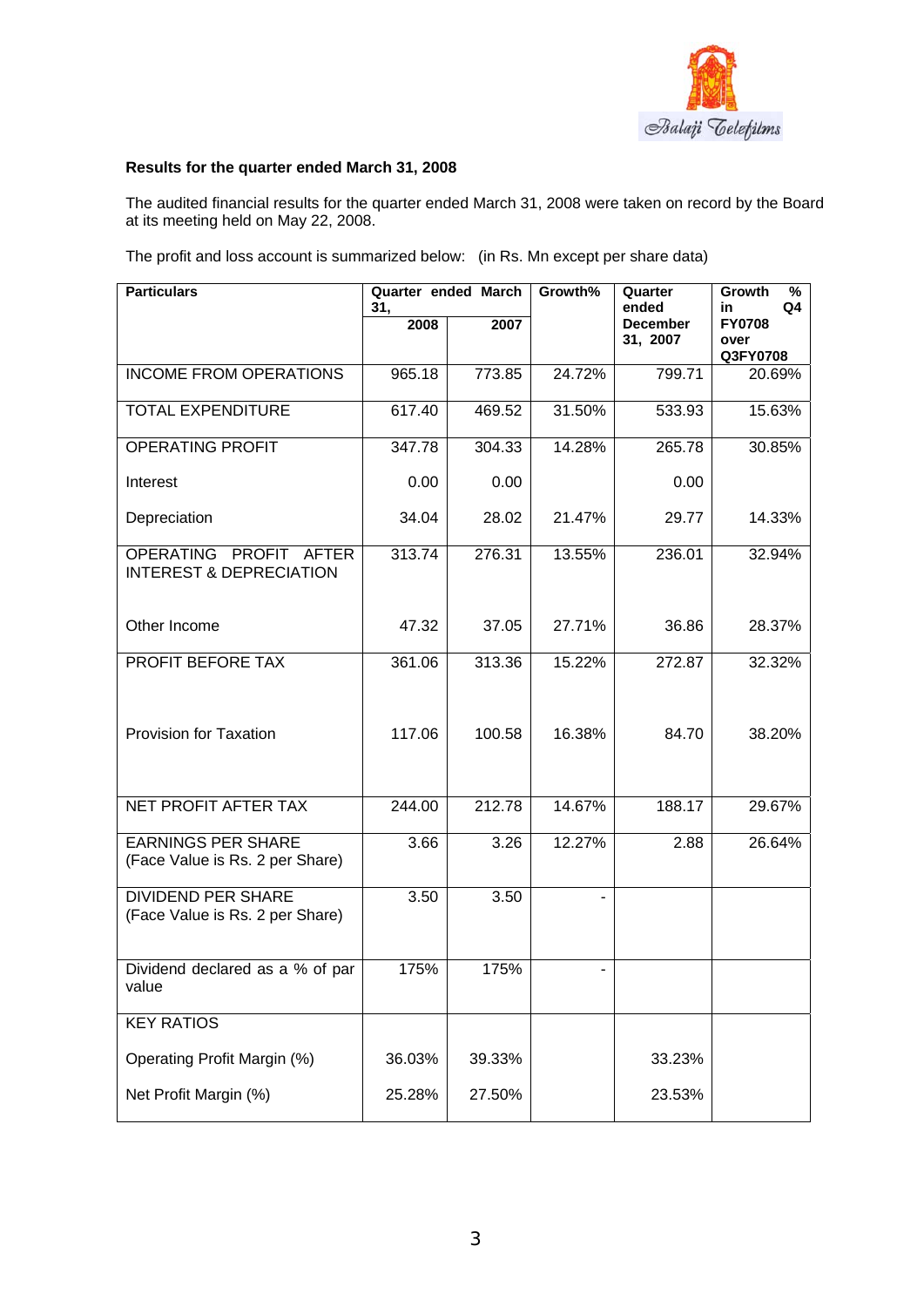**Results for the quarter ended March 31, 2008**

The audited financial results for the quarter ended March 31, 2008 were taken on record by the Board at its meeting held on May 22, 2008.

The profit and loss account is summarized below: (in Rs. Mn except per share data)

| Particulars | Quarter ended March 31, | | Growth% | Quarter ended December 31, 2007 | Growth % in Q4 FY0708 over Q3FY0708 |
|---|---|---|---|---|---|
| | 2008 | 2007 | | | |
| INCOME FROM OPERATIONS | 965.18 | 773.85 | 24.72% | 799.71 | 20.69% |
| TOTAL EXPENDITURE | 617.40 | 469.52 | 31.50% | 533.93 | 15.63% |
| OPERATING PROFIT | 347.78 | 304.33 | 14.28% | 265.78 | 30.85% |
| Interest | 0.00 | 0.00 | | 0.00 | |
| Depreciation | 34.04 | 28.02 | 21.47% | 29.77 | 14.33% |
| OPERATING PROFIT AFTER INTEREST & DEPRECIATION | 313.74 | 276.31 | 13.55% | 236.01 | 32.94% |
| Other Income | 47.32 | 37.05 | 27.71% | 36.86 | 28.37% |
| PROFIT BEFORE TAX | 361.06 | 313.36 | 15.22% | 272.87 | 32.32% |
| Provision for Taxation | 117.06 | 100.58 | 16.38% | 84.70 | 38.20% |
| NET PROFIT AFTER TAX | 244.00 | 212.78 | 14.67% | 188.17 | 29.67% |
| EARNINGS PER SHARE (Face Value is Rs. 2 per Share) | 3.66 | 3.26 | 12.27% | 2.88 | 26.64% |
| DIVIDEND PER SHARE (Face Value is Rs. 2 per Share) | 3.50 | 3.50 | - | | |
| Dividend declared as a % of par value | 175% | 175% | - | | |
| KEY RATIOS | | | | | |
| Operating Profit Margin (%) | 36.03% | 39.33% | | 33.23% | |
| Net Profit Margin (%) | 25.28% | 27.50% | | 23.53% | |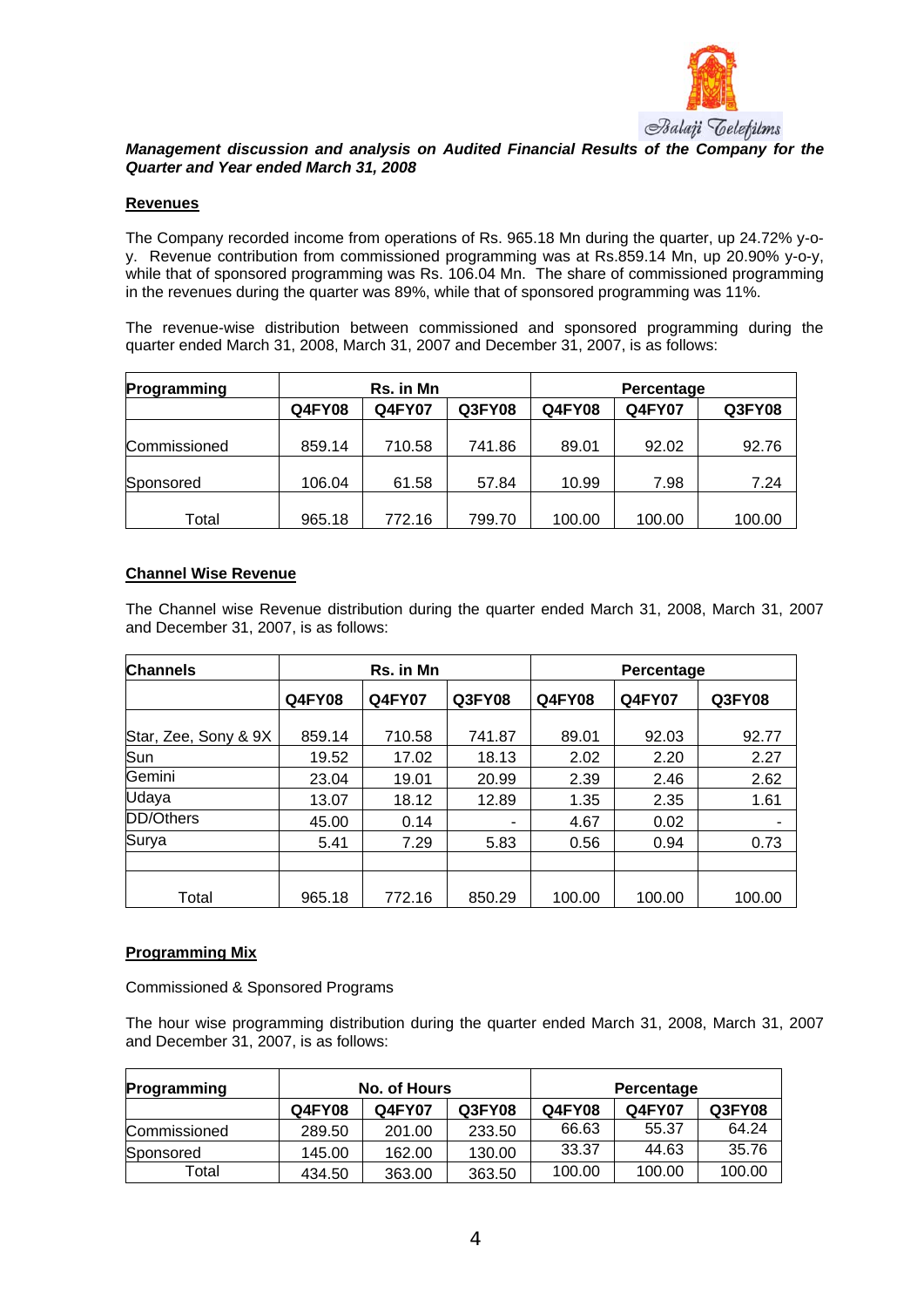***Management discussion and analysis on Audited Financial Results of the Company for the Quarter and Year ended March 31, 2008***

## Revenues

The Company recorded income from operations of Rs. 965.18 Mn during the quarter, up 24.72% y-o-y. Revenue contribution from commissioned programming was at Rs.859.14 Mn, up 20.90% y-o-y, while that of sponsored programming was Rs. 106.04 Mn. The share of commissioned programming in the revenues during the quarter was 89%, while that of sponsored programming was 11%.

The revenue-wise distribution between commissioned and sponsored programming during the quarter ended March 31, 2008, March 31, 2007 and December 31, 2007, is as follows:

| Programming | Rs. in Mn | | | Percentage | | |
|---|---|---|---|---|---|---|
| | Q4FY08 | Q4FY07 | Q3FY08 | Q4FY08 | Q4FY07 | Q3FY08 |
| Commissioned | 859.14 | 710.58 | 741.86 | 89.01 | 92.02 | 92.76 |
| Sponsored | 106.04 | 61.58 | 57.84 | 10.99 | 7.98 | 7.24 |
| Total | 965.18 | 772.16 | 799.70 | 100.00 | 100.00 | 100.00 |

## Channel Wise Revenue

The Channel wise Revenue distribution during the quarter ended March 31, 2008, March 31, 2007 and December 31, 2007, is as follows:

| Channels | Rs. in Mn | | | Percentage | | |
|---|---|---|---|---|---|---|
| | Q4FY08 | Q4FY07 | Q3FY08 | Q4FY08 | Q4FY07 | Q3FY08 |
| Star, Zee, Sony & 9X | 859.14 | 710.58 | 741.87 | 89.01 | 92.03 | 92.77 |
| Sun | 19.52 | 17.02 | 18.13 | 2.02 | 2.20 | 2.27 |
| Gemini | 23.04 | 19.01 | 20.99 | 2.39 | 2.46 | 2.62 |
| Udaya | 13.07 | 18.12 | 12.89 | 1.35 | 2.35 | 1.61 |
| DD/Others | 45.00 | 0.14 | - | 4.67 | 0.02 | - |
| Surya | 5.41 | 7.29 | 5.83 | 0.56 | 0.94 | 0.73 |
| | | | | | | |
| Total | 965.18 | 772.16 | 850.29 | 100.00 | 100.00 | 100.00 |

## Programming Mix

Commissioned & Sponsored Programs

The hour wise programming distribution during the quarter ended March 31, 2008, March 31, 2007 and December 31, 2007, is as follows:

| Programming | No. of Hours | | | Percentage | | |
|---|---|---|---|---|---|---|
| | Q4FY08 | Q4FY07 | Q3FY08 | Q4FY08 | Q4FY07 | Q3FY08 |
| Commissioned | 289.50 | 201.00 | 233.50 | 66.63 | 55.37 | 64.24 |
| Sponsored | 145.00 | 162.00 | 130.00 | 33.37 | 44.63 | 35.76 |
| Total | 434.50 | 363.00 | 363.50 | 100.00 | 100.00 | 100.00 |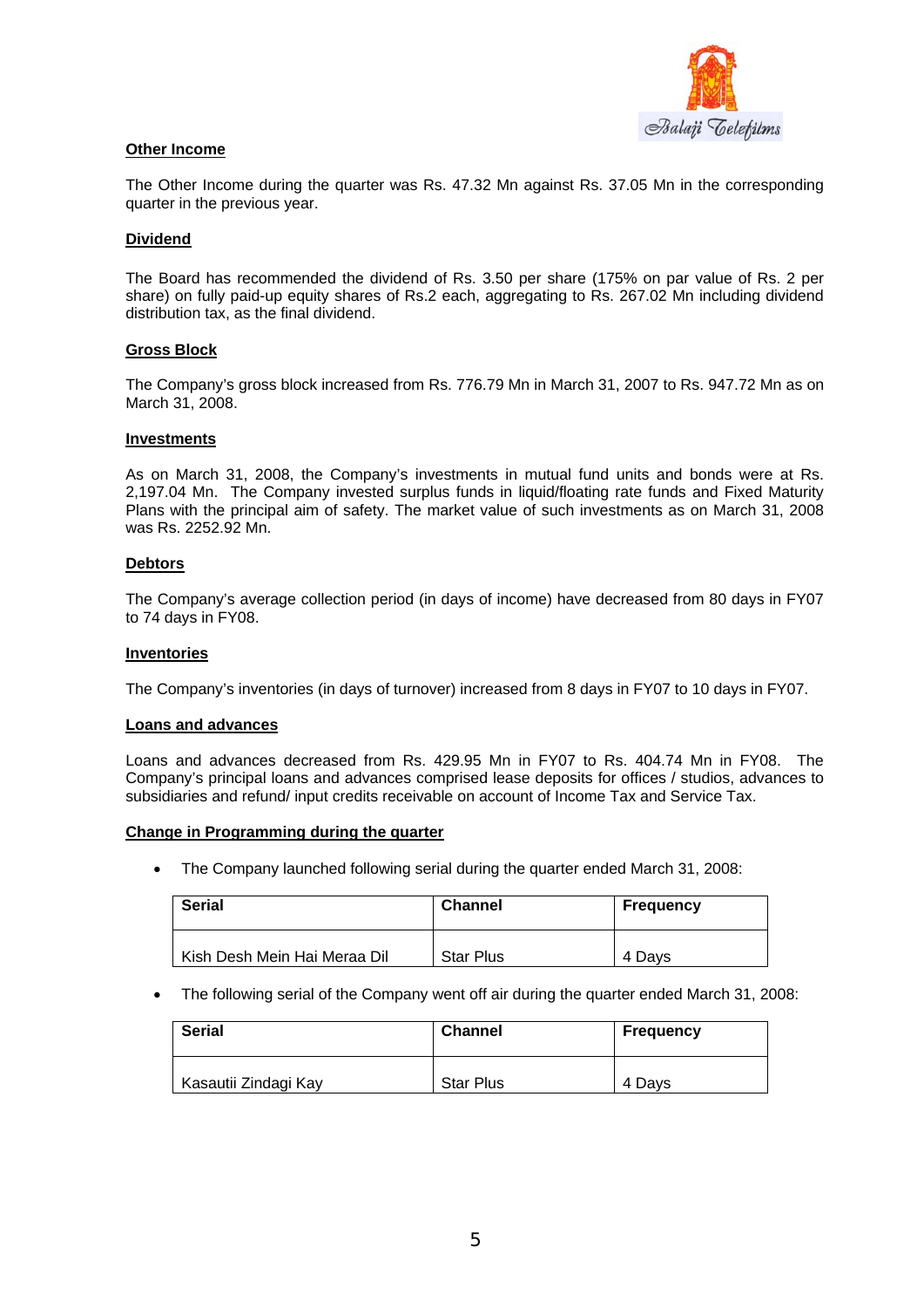## Other Income

The Other Income during the quarter was Rs. 47.32 Mn against Rs. 37.05 Mn in the corresponding quarter in the previous year.

## Dividend

The Board has recommended the dividend of Rs. 3.50 per share (175% on par value of Rs. 2 per share) on fully paid-up equity shares of Rs.2 each, aggregating to Rs. 267.02 Mn including dividend distribution tax, as the final dividend.

## Gross Block

The Company's gross block increased from Rs. 776.79 Mn in March 31, 2007 to Rs. 947.72 Mn as on March 31, 2008.

## Investments

As on March 31, 2008, the Company's investments in mutual fund units and bonds were at Rs. 2,197.04 Mn. The Company invested surplus funds in liquid/floating rate funds and Fixed Maturity Plans with the principal aim of safety. The market value of such investments as on March 31, 2008 was Rs. 2252.92 Mn.

## Debtors

The Company's average collection period (in days of income) have decreased from 80 days in FY07 to 74 days in FY08.

## Inventories

The Company's inventories (in days of turnover) increased from 8 days in FY07 to 10 days in FY07.

## Loans and advances

Loans and advances decreased from Rs. 429.95 Mn in FY07 to Rs. 404.74 Mn in FY08. The Company's principal loans and advances comprised lease deposits for offices / studios, advances to subsidiaries and refund/ input credits receivable on account of Income Tax and Service Tax.

## Change in Programming during the quarter

- The Company launched following serial during the quarter ended March 31, 2008:

| Serial | Channel | Frequency |
|---|---|---|
| Kish Desh Mein Hai Meraa Dil | Star Plus | 4 Days |

- The following serial of the Company went off air during the quarter ended March 31, 2008:

| Serial | Channel | Frequency |
|---|---|---|
| Kasautii Zindagi Kay | Star Plus | 4 Days |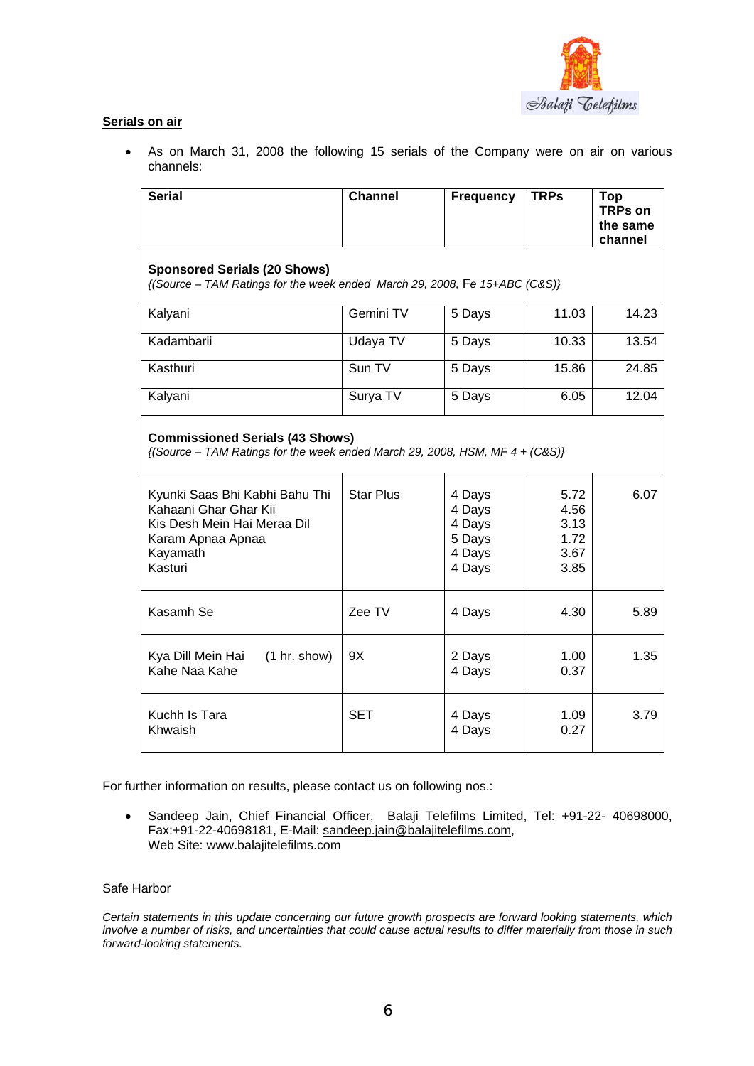## Serials on air

- As on March 31, 2008 the following 15 serials of the Company were on air on various channels:

| Serial | Channel | Frequency | TRPs | Top TRPs on the same channel |
|---|---|---|---|---|
| **Sponsored Serials (20 Shows)** *{(Source – TAM Ratings for the week ended March 29, 2008, Fe 15+ABC (C&S)}* | | | | |
| Kalyani | Gemini TV | 5 Days | 11.03 | 14.23 |
| Kadambarii | Udaya TV | 5 Days | 10.33 | 13.54 |
| Kasthuri | Sun TV | 5 Days | 15.86 | 24.85 |
| Kalyani | Surya TV | 5 Days | 6.05 | 12.04 |
| **Commissioned Serials (43 Shows)** *{(Source – TAM Ratings for the week ended March 29, 2008, HSM, MF 4 + (C&S)}* | | | | |
| Kyunki Saas Bhi Kabhi Bahu Thi<br>Kahaani Ghar Ghar Kii<br>Kis Desh Mein Hai Meraa Dil<br>Karam Apnaa Apnaa<br>Kayamath<br>Kasturi | Star Plus | 4 Days<br>4 Days<br>4 Days<br>5 Days<br>4 Days<br>4 Days | 5.72<br>4.56<br>3.13<br>1.72<br>3.67<br>3.85 | 6.07 |
| Kasamh Se | Zee TV | 4 Days | 4.30 | 5.89 |
| Kya Dill Mein Hai (1 hr. show)<br>Kahe Naa Kahe | 9X | 2 Days<br>4 Days | 1.00<br>0.37 | 1.35 |
| Kuchh Is Tara<br>Khwaish | SET | 4 Days<br>4 Days | 1.09<br>0.27 | 3.79 |

For further information on results, please contact us on following nos.:

- Sandeep Jain, Chief Financial Officer, Balaji Telefilms Limited, Tel: +91-22- 40698000, Fax:+91-22-40698181, E-Mail: sandeep.jain@balajitelefilms.com, Web Site: www.balajitelefilms.com

Safe Harbor

*Certain statements in this update concerning our future growth prospects are forward looking statements, which involve a number of risks, and uncertainties that could cause actual results to differ materially from those in such forward-looking statements.*